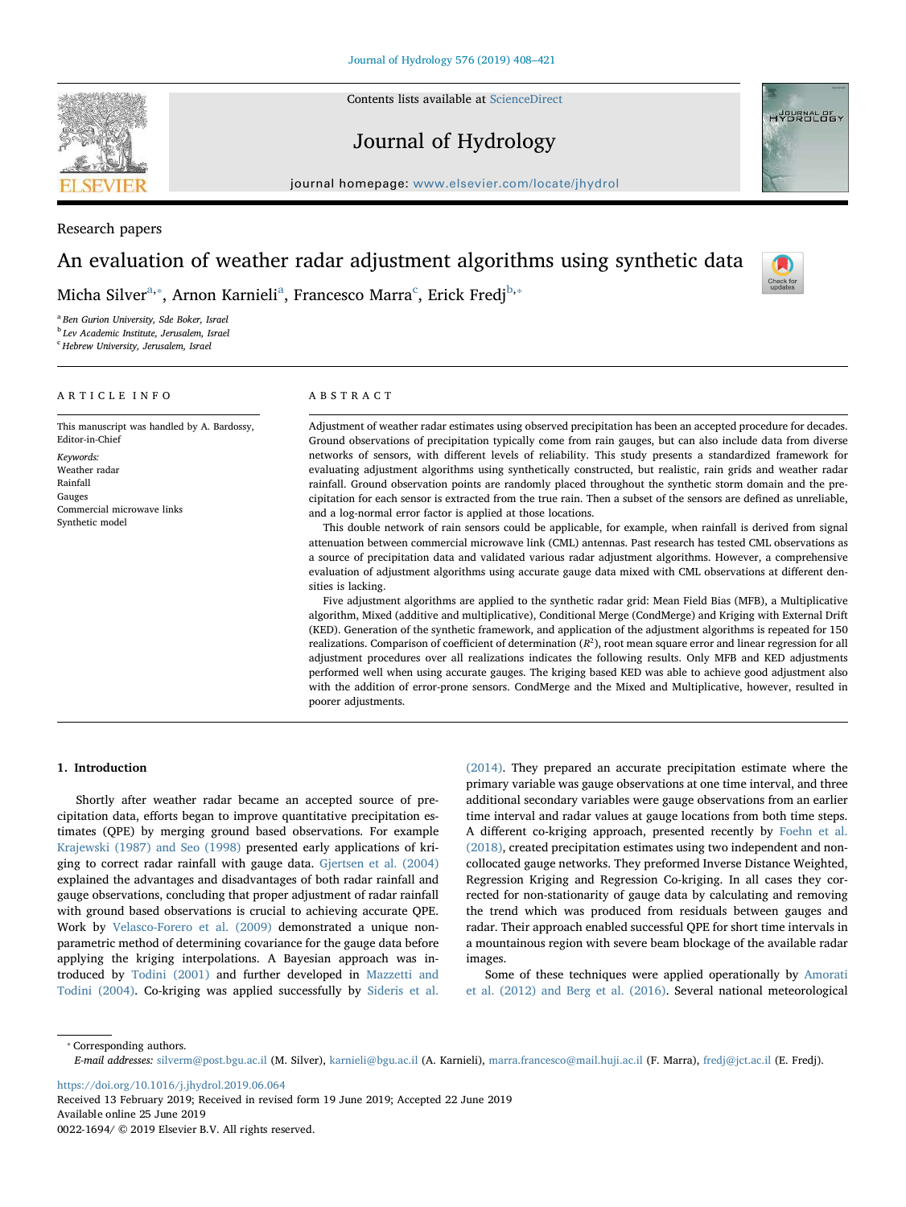Research papers

# An evaluation of weather radar adjustment algorithms using synthetic data

Micha Silver[a,*], Arnon Karnieli[a], Francesco Marra[c], Erick Fredj[b,*]

[a] Ben Gurion University, Sde Boker, Israel
[b] Lev Academic Institute, Jerusalem, Israel
[c] Hebrew University, Jerusalem, Israel

## ARTICLE INFO

This manuscript was handled by A. Bardossy, Editor-in-Chief

*Keywords:*
Weather radar
Rainfall
Gauges
Commercial microwave links
Synthetic model

## ABSTRACT

Adjustment of weather radar estimates using observed precipitation has been an accepted procedure for decades. Ground observations of precipitation typically come from rain gauges, but can also include data from diverse networks of sensors, with different levels of reliability. This study presents a standardized framework for evaluating adjustment algorithms using synthetically constructed, but realistic, rain grids and weather radar rainfall. Ground observation points are randomly placed throughout the synthetic storm domain and the precipitation for each sensor is extracted from the true rain. Then a subset of the sensors are defined as unreliable, and a log-normal error factor is applied at those locations.

This double network of rain sensors could be applicable, for example, when rainfall is derived from signal attenuation between commercial microwave link (CML) antennas. Past research has tested CML observations as a source of precipitation data and validated various radar adjustment algorithms. However, a comprehensive evaluation of adjustment algorithms using accurate gauge data mixed with CML observations at different densities is lacking.

Five adjustment algorithms are applied to the synthetic radar grid: Mean Field Bias (MFB), a Multiplicative algorithm, Mixed (additive and multiplicative), Conditional Merge (CondMerge) and Kriging with External Drift (KED). Generation of the synthetic framework, and application of the adjustment algorithms is repeated for 150 realizations. Comparison of coefficient of determination ($R^2$), root mean square error and linear regression for all adjustment procedures over all realizations indicates the following results. Only MFB and KED adjustments performed well when using accurate gauges. The kriging based KED was able to achieve good adjustment also with the addition of error-prone sensors. CondMerge and the Mixed and Multiplicative, however, resulted in poorer adjustments.

## 1. Introduction

Shortly after weather radar became an accepted source of precipitation data, efforts began to improve quantitative precipitation estimates (QPE) by merging ground based observations. For example Krajewski (1987) and Seo (1998) presented early applications of kriging to correct radar rainfall with gauge data. Gjertsen et al. (2004) explained the advantages and disadvantages of both radar rainfall and gauge observations, concluding that proper adjustment of radar rainfall with ground based observations is crucial to achieving accurate QPE. Work by Velasco-Forero et al. (2009) demonstrated a unique non-parametric method of determining covariance for the gauge data before applying the kriging interpolations. A Bayesian approach was introduced by Todini (2001) and further developed in Mazzetti and Todini (2004). Co-kriging was applied successfully by Sideris et al. (2014). They prepared an accurate precipitation estimate where the primary variable was gauge observations at one time interval, and three additional secondary variables were gauge observations from an earlier time interval and radar values at gauge locations from both time steps. A different co-kriging approach, presented recently by Foehn et al. (2018), created precipitation estimates using two independent and non-collocated gauge networks. They preformed Inverse Distance Weighted, Regression Kriging and Regression Co-kriging. In all cases they corrected for non-stationarity of gauge data by calculating and removing the trend which was produced from residuals between gauges and radar. Their approach enabled successful QPE for short time intervals in a mountainous region with severe beam blockage of the available radar images.

Some of these techniques were applied operationally by Amorati et al. (2012) and Berg et al. (2016). Several national meteorological

* Corresponding authors.
*E-mail addresses:* silverm@post.bgu.ac.il (M. Silver), karnieli@bgu.ac.il (A. Karnieli), marra.francesco@mail.huji.ac.il (F. Marra), fredj@jct.ac.il (E. Fredj).

https://doi.org/10.1016/j.jhydrol.2019.06.064
Received 13 February 2019; Received in revised form 19 June 2019; Accepted 22 June 2019
Available online 25 June 2019
0022-1694/ © 2019 Elsevier B.V. All rights reserved.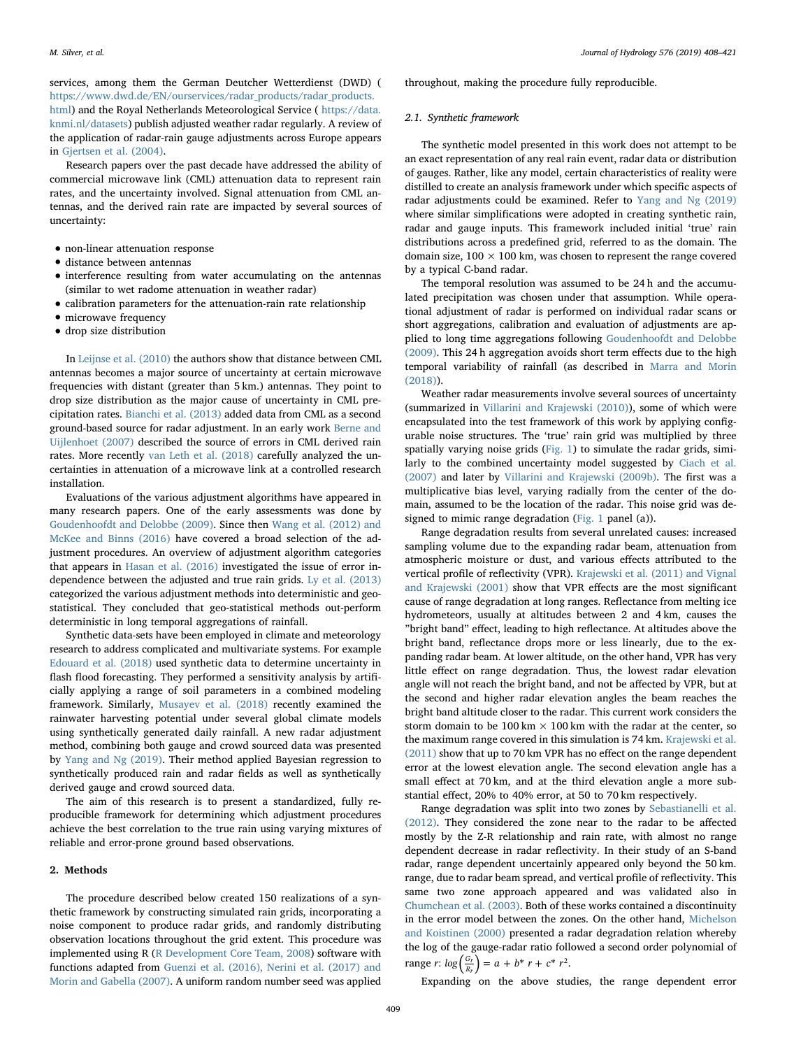services, among them the German Deutcher Wetterdienst (DWD) ( https://www.dwd.de/EN/ourservices/radar_products/radar_products.html) and the Royal Netherlands Meteorological Service ( https://data.knmi.nl/datasets) publish adjusted weather radar regularly. A review of the application of radar-rain gauge adjustments across Europe appears in Gjertsen et al. (2004).

Research papers over the past decade have addressed the ability of commercial microwave link (CML) attenuation data to represent rain rates, and the uncertainty involved. Signal attenuation from CML antennas, and the derived rain rate are impacted by several sources of uncertainty:

- non-linear attenuation response
- distance between antennas
- interference resulting from water accumulating on the antennas (similar to wet radome attenuation in weather radar)
- calibration parameters for the attenuation-rain rate relationship
- microwave frequency
- drop size distribution

In Leijnse et al. (2010) the authors show that distance between CML antennas becomes a major source of uncertainty at certain microwave frequencies with distant (greater than 5 km.) antennas. They point to drop size distribution as the major cause of uncertainty in CML precipitation rates. Bianchi et al. (2013) added data from CML as a second ground-based source for radar adjustment. In an early work Berne and Uijlenhoet (2007) described the source of errors in CML derived rain rates. More recently van Leth et al. (2018) carefully analyzed the uncertainties in attenuation of a microwave link at a controlled research installation.

Evaluations of the various adjustment algorithms have appeared in many research papers. One of the early assessments was done by Goudenhoofdt and Delobbe (2009). Since then Wang et al. (2012) and McKee and Binns (2016) have covered a broad selection of the adjustment procedures. An overview of adjustment algorithm categories that appears in Hasan et al. (2016) investigated the issue of error independence between the adjusted and true rain grids. Ly et al. (2013) categorized the various adjustment methods into deterministic and geo-statistical. They concluded that geo-statistical methods out-perform deterministic in long temporal aggregations of rainfall.

Synthetic data-sets have been employed in climate and meteorology research to address complicated and multivariate systems. For example Edouard et al. (2018) used synthetic data to determine uncertainty in flash flood forecasting. They performed a sensitivity analysis by artificially applying a range of soil parameters in a combined modeling framework. Similarly, Musayev et al. (2018) recently examined the rainwater harvesting potential under several global climate models using synthetically generated daily rainfall. A new radar adjustment method, combining both gauge and crowd sourced data was presented by Yang and Ng (2019). Their method applied Bayesian regression to synthetically produced rain and radar fields as well as synthetically derived gauge and crowd sourced data.

The aim of this research is to present a standardized, fully reproducible framework for determining which adjustment procedures achieve the best correlation to the true rain using varying mixtures of reliable and error-prone ground based observations.

## 2. Methods

The procedure described below created 150 realizations of a synthetic framework by constructing simulated rain grids, incorporating a noise component to produce radar grids, and randomly distributing observation locations throughout the grid extent. This procedure was implemented using R (R Development Core Team, 2008) software with functions adapted from Guenzi et al. (2016), Nerini et al. (2017) and Morin and Gabella (2007). A uniform random number seed was applied throughout, making the procedure fully reproducible.

### 2.1. Synthetic framework

The synthetic model presented in this work does not attempt to be an exact representation of any real rain event, radar data or distribution of gauges. Rather, like any model, certain characteristics of reality were distilled to create an analysis framework under which specific aspects of radar adjustments could be examined. Refer to Yang and Ng (2019) where similar simplifications were adopted in creating synthetic rain, radar and gauge inputs. This framework included initial 'true' rain distributions across a predefined grid, referred to as the domain. The domain size, 100 × 100 km, was chosen to represent the range covered by a typical C-band radar.

The temporal resolution was assumed to be 24 h and the accumulated precipitation was chosen under that assumption. While operational adjustment of radar is performed on individual radar scans or short aggregations, calibration and evaluation of adjustments are applied to long time aggregations following Goudenhoofdt and Delobbe (2009). This 24 h aggregation avoids short term effects due to the high temporal variability of rainfall (as described in Marra and Morin (2018)).

Weather radar measurements involve several sources of uncertainty (summarized in Villarini and Krajewski (2010)), some of which were encapsulated into the test framework of this work by applying configurable noise structures. The 'true' rain grid was multiplied by three spatially varying noise grids (Fig. 1) to simulate the radar grids, similarly to the combined uncertainty model suggested by Ciach et al. (2007) and later by Villarini and Krajewski (2009b). The first was a multiplicative bias level, varying radially from the center of the domain, assumed to be the location of the radar. This noise grid was designed to mimic range degradation (Fig. 1 panel (a)).

Range degradation results from several unrelated causes: increased sampling volume due to the expanding radar beam, attenuation from atmospheric moisture or dust, and various effects attributed to the vertical profile of reflectivity (VPR). Krajewski et al. (2011) and Vignal and Krajewski (2001) show that VPR effects are the most significant cause of range degradation at long ranges. Reflectance from melting ice hydrometeors, usually at altitudes between 2 and 4 km, causes the "bright band" effect, leading to high reflectance. At altitudes above the bright band, reflectance drops more or less linearly, due to the expanding radar beam. At lower altitude, on the other hand, VPR has very little effect on range degradation. Thus, the lowest radar elevation angle will not reach the bright band, and not be affected by VPR, but at the second and higher radar elevation angles the beam reaches the bright band altitude closer to the radar. This current work considers the storm domain to be 100 km × 100 km with the radar at the center, so the maximum range covered in this simulation is 74 km. Krajewski et al. (2011) show that up to 70 km VPR has no effect on the range dependent error at the lowest elevation angle. The second elevation angle has a small effect at 70 km, and at the third elevation angle a more substantial effect, 20% to 40% error, at 50 to 70 km respectively.

Range degradation was split into two zones by Sebastianelli et al. (2012). They considered the zone near to the radar to be affected mostly by the Z-R relationship and rain rate, with almost no range dependent decrease in radar reflectivity. In their study of an S-band radar, range dependent uncertainly appeared only beyond the 50 km. range, due to radar beam spread, and vertical profile of reflectivity. This same two zone approach appeared and was validated also in Chumchean et al. (2003). Both of these works contained a discontinuity in the error model between the zones. On the other hand, Michelson and Koistinen (2000) presented a radar degradation relation whereby the log of the gauge-radar ratio followed a second order polynomial of range $r$: $log\left(\frac{G_r}{R_r}\right) = a + b^* r + c^* r^2$.

Expanding on the above studies, the range dependent error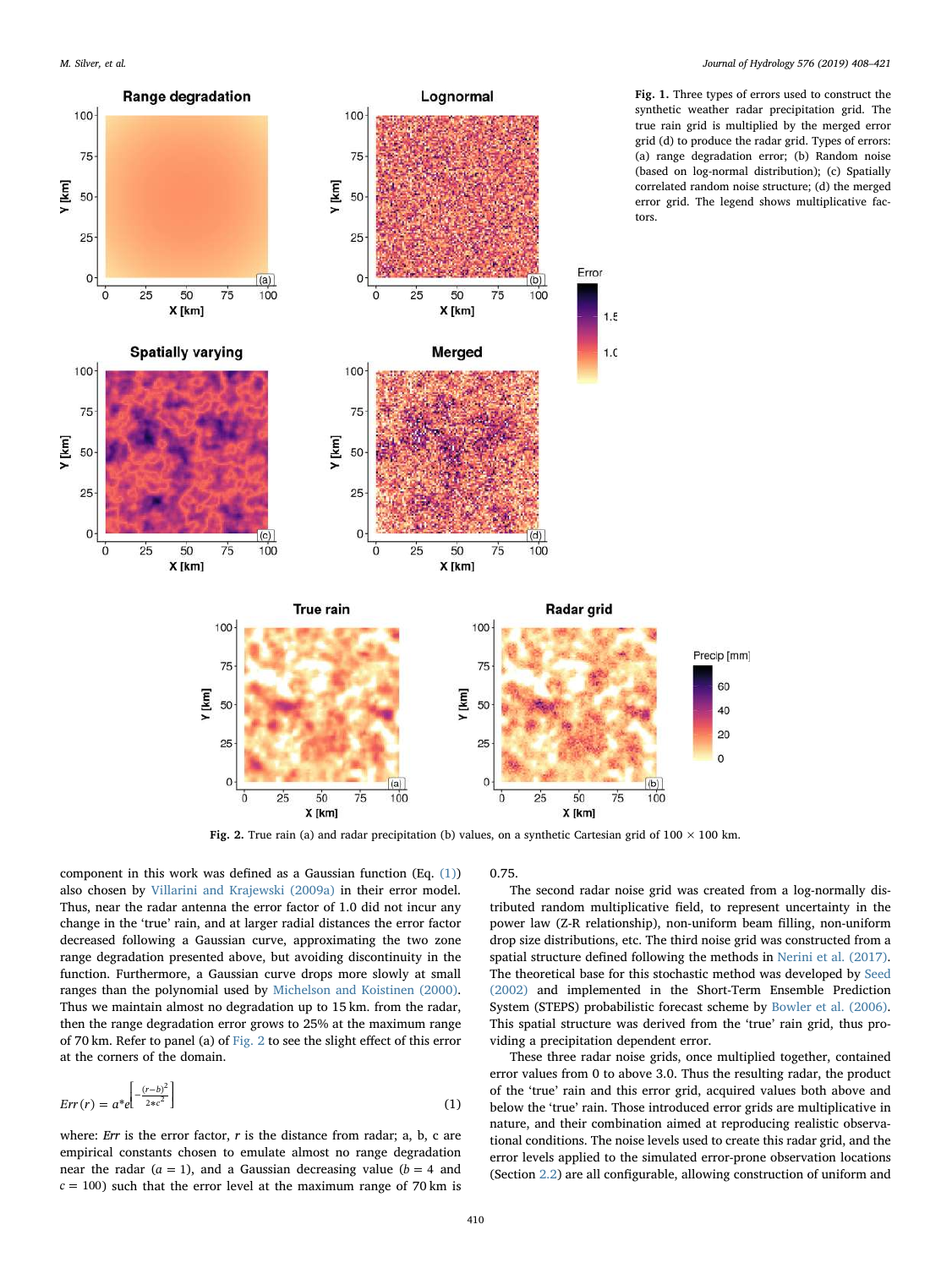**Fig. 1.** Three types of errors used to construct the synthetic weather radar precipitation grid. The true rain grid is multiplied by the merged error grid (d) to produce the radar grid. Types of errors: (a) range degradation error; (b) Random noise (based on log-normal distribution); (c) Spatially correlated random noise structure; (d) the merged error grid. The legend shows multiplicative factors.

**Fig. 2.** True rain (a) and radar precipitation (b) values, on a synthetic Cartesian grid of 100 × 100 km.

component in this work was defined as a Gaussian function (Eq. (1)) also chosen by Villarini and Krajewski (2009a) in their error model. Thus, near the radar antenna the error factor of 1.0 did not incur any change in the 'true' rain, and at larger radial distances the error factor decreased following a Gaussian curve, approximating the two zone range degradation presented above, but avoiding discontinuity in the function. Furthermore, a Gaussian curve drops more slowly at small ranges than the polynomial used by Michelson and Koistinen (2000). Thus we maintain almost no degradation up to 15 km. from the radar, then the range degradation error grows to 25% at the maximum range of 70 km. Refer to panel (a) of Fig. 2 to see the slight effect of this error at the corners of the domain.

$$Err(r) = a * e^{\left[-\frac{(r-b)^2}{2*c^2}\right]} \tag{1}$$

where: *Err* is the error factor, *r* is the distance from radar; a, b, c are empirical constants chosen to emulate almost no range degradation near the radar ($a = 1$), and a Gaussian decreasing value ($b = 4$ and $c = 100$) such that the error level at the maximum range of 70 km is 0.75.

The second radar noise grid was created from a log-normally distributed random multiplicative field, to represent uncertainty in the power law (Z-R relationship), non-uniform beam filling, non-uniform drop size distributions, etc. The third noise grid was constructed from a spatial structure defined following the methods in Nerini et al. (2017). The theoretical base for this stochastic method was developed by Seed (2002) and implemented in the Short-Term Ensemble Prediction System (STEPS) probabilistic forecast scheme by Bowler et al. (2006). This spatial structure was derived from the 'true' rain grid, thus providing a precipitation dependent error.

These three radar noise grids, once multiplied together, contained error values from 0 to above 3.0. Thus the resulting radar, the product of the 'true' rain and this error grid, acquired values both above and below the 'true' rain. Those introduced error grids are multiplicative in nature, and their combination aimed at reproducing realistic observational conditions. The noise levels used to create this radar grid, and the error levels applied to the simulated error-prone observation locations (Section 2.2) are all configurable, allowing construction of uniform and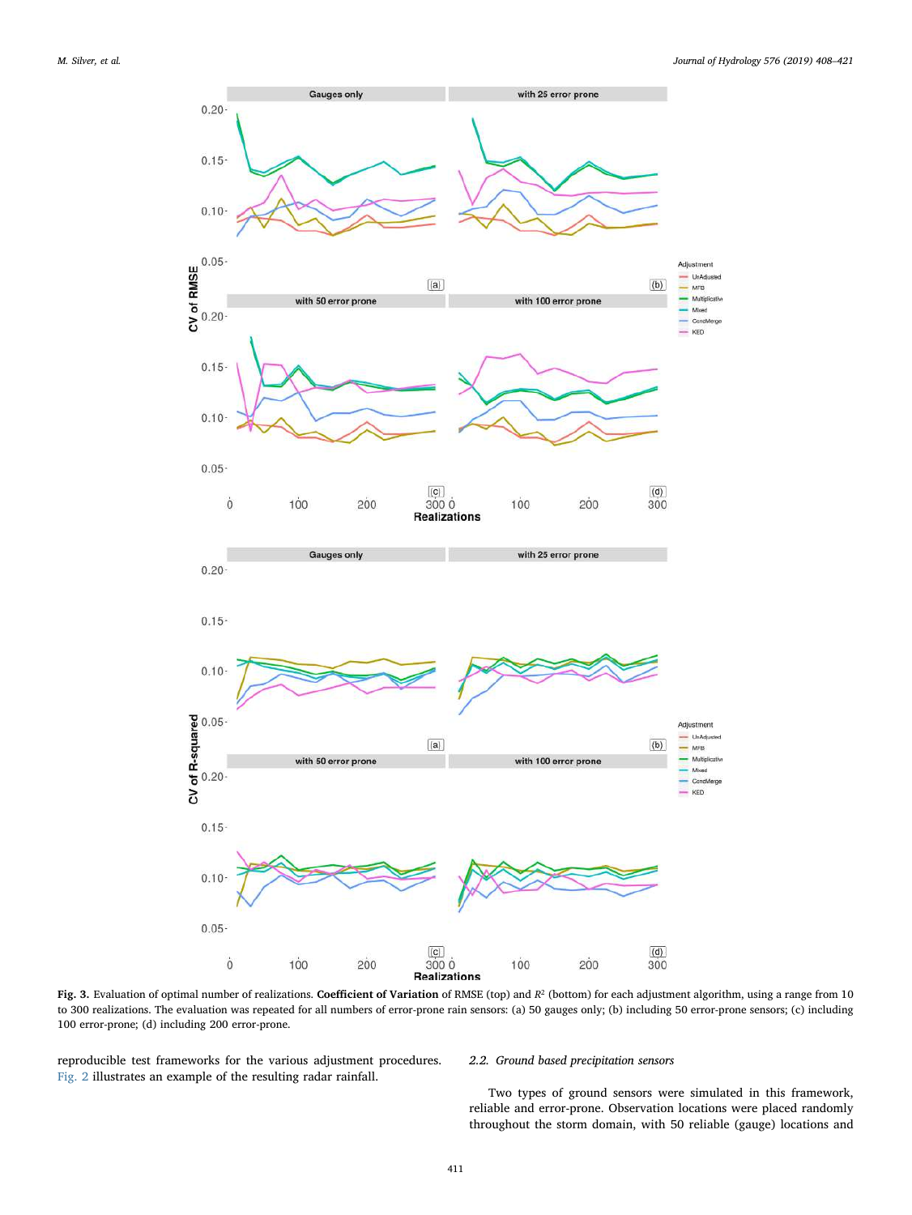**Fig. 3.** Evaluation of optimal number of realizations. **Coefficient of Variation** of RMSE (top) and $R^2$ (bottom) for each adjustment algorithm, using a range from 10 to 300 realizations. The evaluation was repeated for all numbers of error-prone rain sensors: (a) 50 gauges only; (b) including 50 error-prone sensors; (c) including 100 error-prone; (d) including 200 error-prone.

reproducible test frameworks for the various adjustment procedures. Fig. 2 illustrates an example of the resulting radar rainfall.

### 2.2. Ground based precipitation sensors

Two types of ground sensors were simulated in this framework, reliable and error-prone. Observation locations were placed randomly throughout the storm domain, with 50 reliable (gauge) locations and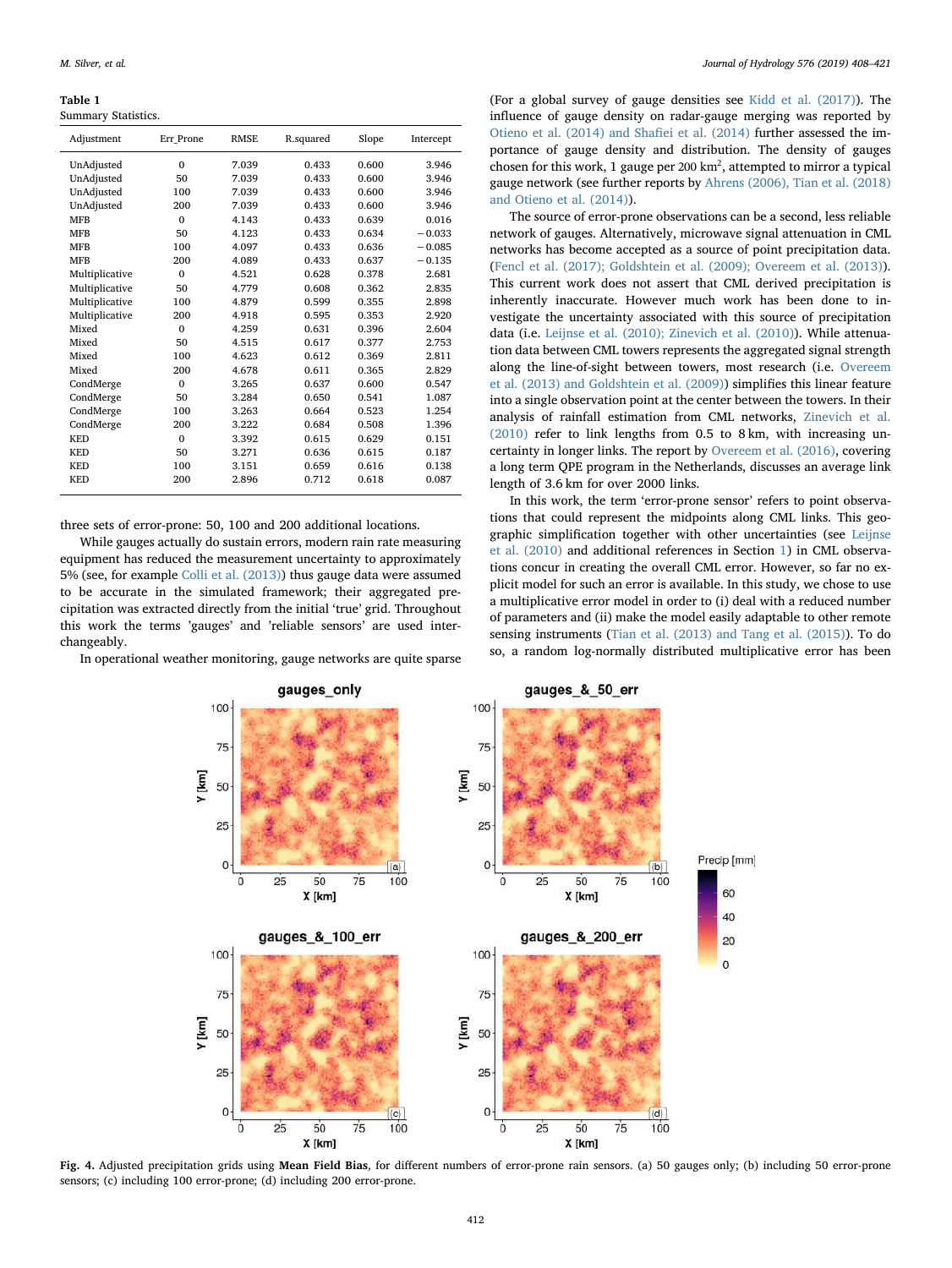**Table 1**
Summary Statistics.

| Adjustment | Err_Prone | RMSE | R.squared | Slope | Intercept |
|---|---|---|---|---|---|
| UnAdjusted | 0 | 7.039 | 0.433 | 0.600 | 3.946 |
| UnAdjusted | 50 | 7.039 | 0.433 | 0.600 | 3.946 |
| UnAdjusted | 100 | 7.039 | 0.433 | 0.600 | 3.946 |
| UnAdjusted | 200 | 7.039 | 0.433 | 0.600 | 3.946 |
| MFB | 0 | 4.143 | 0.433 | 0.639 | 0.016 |
| MFB | 50 | 4.123 | 0.433 | 0.634 | −0.033 |
| MFB | 100 | 4.097 | 0.433 | 0.636 | −0.085 |
| MFB | 200 | 4.089 | 0.433 | 0.637 | −0.135 |
| Multiplicative | 0 | 4.521 | 0.628 | 0.378 | 2.681 |
| Multiplicative | 50 | 4.779 | 0.608 | 0.362 | 2.835 |
| Multiplicative | 100 | 4.879 | 0.599 | 0.355 | 2.898 |
| Multiplicative | 200 | 4.918 | 0.595 | 0.353 | 2.920 |
| Mixed | 0 | 4.259 | 0.631 | 0.396 | 2.604 |
| Mixed | 50 | 4.515 | 0.617 | 0.377 | 2.753 |
| Mixed | 100 | 4.623 | 0.612 | 0.369 | 2.811 |
| Mixed | 200 | 4.678 | 0.611 | 0.365 | 2.829 |
| CondMerge | 0 | 3.265 | 0.637 | 0.600 | 0.547 |
| CondMerge | 50 | 3.284 | 0.650 | 0.541 | 1.087 |
| CondMerge | 100 | 3.263 | 0.664 | 0.523 | 1.254 |
| CondMerge | 200 | 3.222 | 0.684 | 0.508 | 1.396 |
| KED | 0 | 3.392 | 0.615 | 0.629 | 0.151 |
| KED | 50 | 3.271 | 0.636 | 0.615 | 0.187 |
| KED | 100 | 3.151 | 0.659 | 0.616 | 0.138 |
| KED | 200 | 2.896 | 0.712 | 0.618 | 0.087 |

three sets of error-prone: 50, 100 and 200 additional locations.

While gauges actually do sustain errors, modern rain rate measuring equipment has reduced the measurement uncertainty to approximately 5% (see, for example Colli et al. (2013)) thus gauge data were assumed to be accurate in the simulated framework; their aggregated precipitation was extracted directly from the initial 'true' grid. Throughout this work the terms 'gauges' and 'reliable sensors' are used interchangeably.

In operational weather monitoring, gauge networks are quite sparse (For a global survey of gauge densities see Kidd et al. (2017)). The influence of gauge density on radar-gauge merging was reported by Otieno et al. (2014) and Shafiei et al. (2014) further assessed the importance of gauge density and distribution. The density of gauges chosen for this work, 1 gauge per 200 $km^2$, attempted to mirror a typical gauge network (see further reports by Ahrens (2006), Tian et al. (2018) and Otieno et al. (2014)).

The source of error-prone observations can be a second, less reliable network of gauges. Alternatively, microwave signal attenuation in CML networks has become accepted as a source of point precipitation data. (Fencl et al. (2017); Goldshtein et al. (2009); Overeem et al. (2013)). This current work does not assert that CML derived precipitation is inherently inaccurate. However much work has been done to investigate the uncertainty associated with this source of precipitation data (i.e. Leijnse et al. (2010); Zinevich et al. (2010)). While attenuation data between CML towers represents the aggregated signal strength along the line-of-sight between towers, most research (i.e. Overeem et al. (2013) and Goldshtein et al. (2009)) simplifies this linear feature into a single observation point at the center between the towers. In their analysis of rainfall estimation from CML networks, Zinevich et al. (2010) refer to link lengths from 0.5 to 8 km, with increasing uncertainty in longer links. The report by Overeem et al. (2016), covering a long term QPE program in the Netherlands, discusses an average link length of 3.6 km for over 2000 links.

In this work, the term 'error-prone sensor' refers to point observations that could represent the midpoints along CML links. This geographic simplification together with other uncertainties (see Leijnse et al. (2010) and additional references in Section 1) in CML observations concur in creating the overall CML error. However, so far no explicit model for such an error is available. In this study, we chose to use a multiplicative error model in order to (i) deal with a reduced number of parameters and (ii) make the model easily adaptable to other remote sensing instruments (Tian et al. (2013) and Tang et al. (2015)). To do so, a random log-normally distributed multiplicative error has been

**Fig. 4.** Adjusted precipitation grids using **Mean Field Bias**, for different numbers of error-prone rain sensors. (a) 50 gauges only; (b) including 50 error-prone sensors; (c) including 100 error-prone; (d) including 200 error-prone.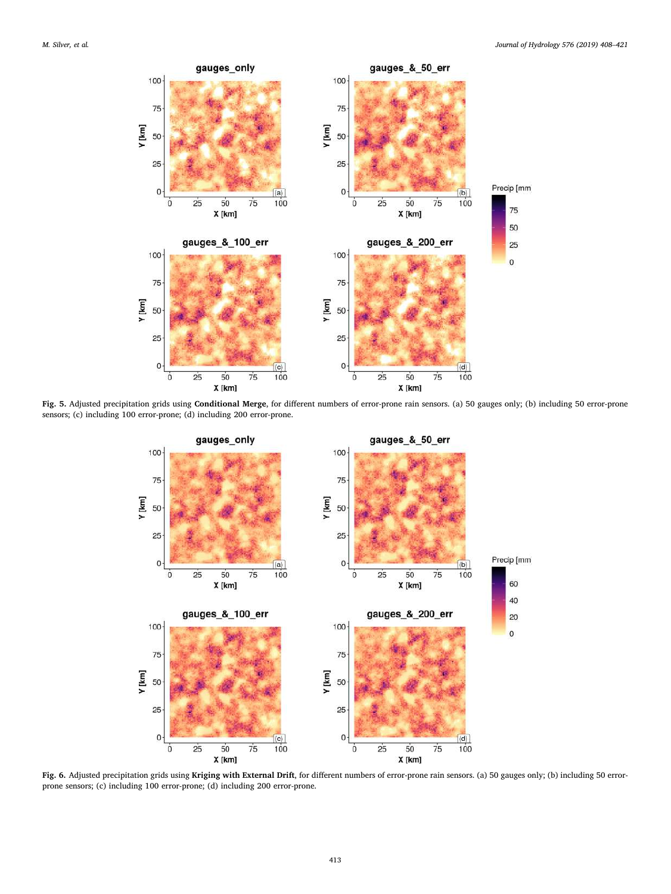**Fig. 5.** Adjusted precipitation grids using **Conditional Merge**, for different numbers of error-prone rain sensors. (a) 50 gauges only; (b) including 50 error-prone sensors; (c) including 100 error-prone; (d) including 200 error-prone.

**Fig. 6.** Adjusted precipitation grids using **Kriging with External Drift**, for different numbers of error-prone rain sensors. (a) 50 gauges only; (b) including 50 error-prone sensors; (c) including 100 error-prone; (d) including 200 error-prone.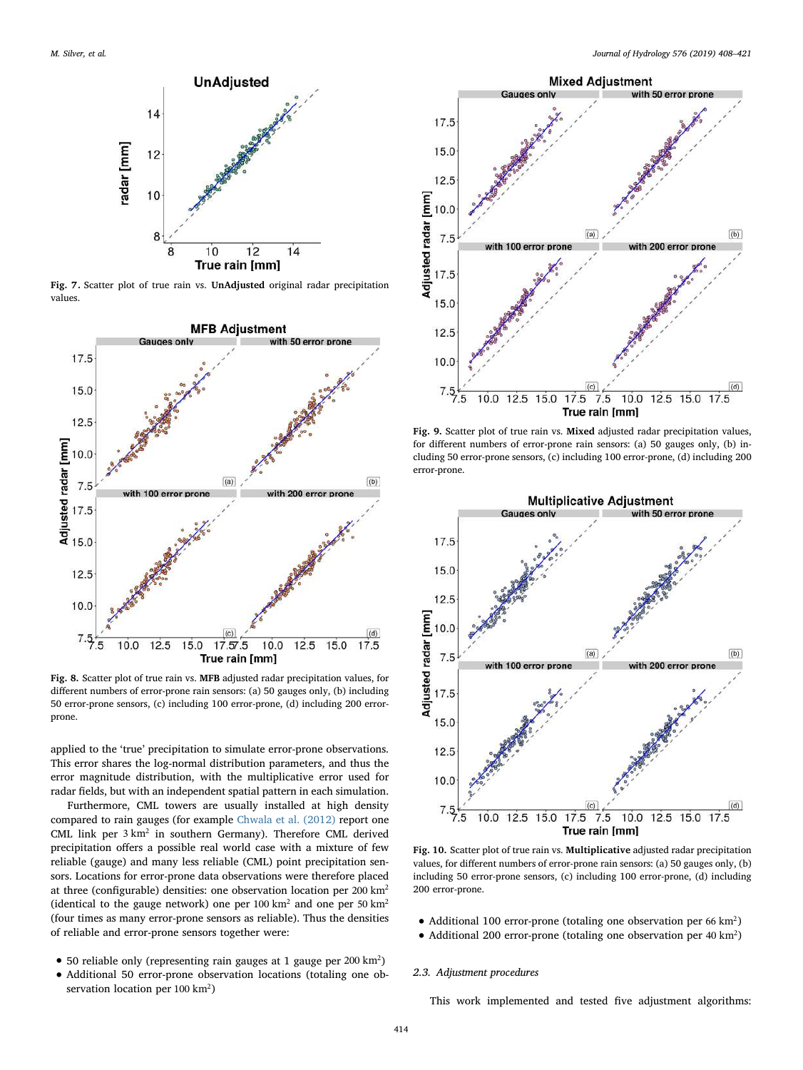Fig. 7. Scatter plot of true rain vs. **UnAdjusted** original radar precipitation values.

Fig. 8. Scatter plot of true rain vs. **MFB** adjusted radar precipitation values, for different numbers of error-prone rain sensors: (a) 50 gauges only, (b) including 50 error-prone sensors, (c) including 100 error-prone, (d) including 200 error-prone.

applied to the 'true' precipitation to simulate error-prone observations. This error shares the log-normal distribution parameters, and thus the error magnitude distribution, with the multiplicative error used for radar fields, but with an independent spatial pattern in each simulation.

Furthermore, CML towers are usually installed at high density compared to rain gauges (for example Chwala et al. (2012) report one CML link per 3 km$^2$ in southern Germany). Therefore CML derived precipitation offers a possible real world case with a mixture of few reliable (gauge) and many less reliable (CML) point precipitation sensors. Locations for error-prone data observations were therefore placed at three (configurable) densities: one observation location per 200 km$^2$ (identical to the gauge network) one per 100 km$^2$ and one per 50 km$^2$ (four times as many error-prone sensors as reliable). Thus the densities of reliable and error-prone sensors together were:

- 50 reliable only (representing rain gauges at 1 gauge per 200 km$^2$)
- Additional 50 error-prone observation locations (totaling one observation location per 100 km$^2$)
- Additional 100 error-prone (totaling one observation per 66 km$^2$)
- Additional 200 error-prone (totaling one observation per 40 km$^2$)

Fig. 9. Scatter plot of true rain vs. **Mixed** adjusted radar precipitation values, for different numbers of error-prone rain sensors: (a) 50 gauges only, (b) including 50 error-prone sensors, (c) including 100 error-prone, (d) including 200 error-prone.

Fig. 10. Scatter plot of true rain vs. **Multiplicative** adjusted radar precipitation values, for different numbers of error-prone rain sensors: (a) 50 gauges only, (b) including 50 error-prone sensors, (c) including 100 error-prone, (d) including 200 error-prone.

### 2.3. Adjustment procedures

This work implemented and tested five adjustment algorithms: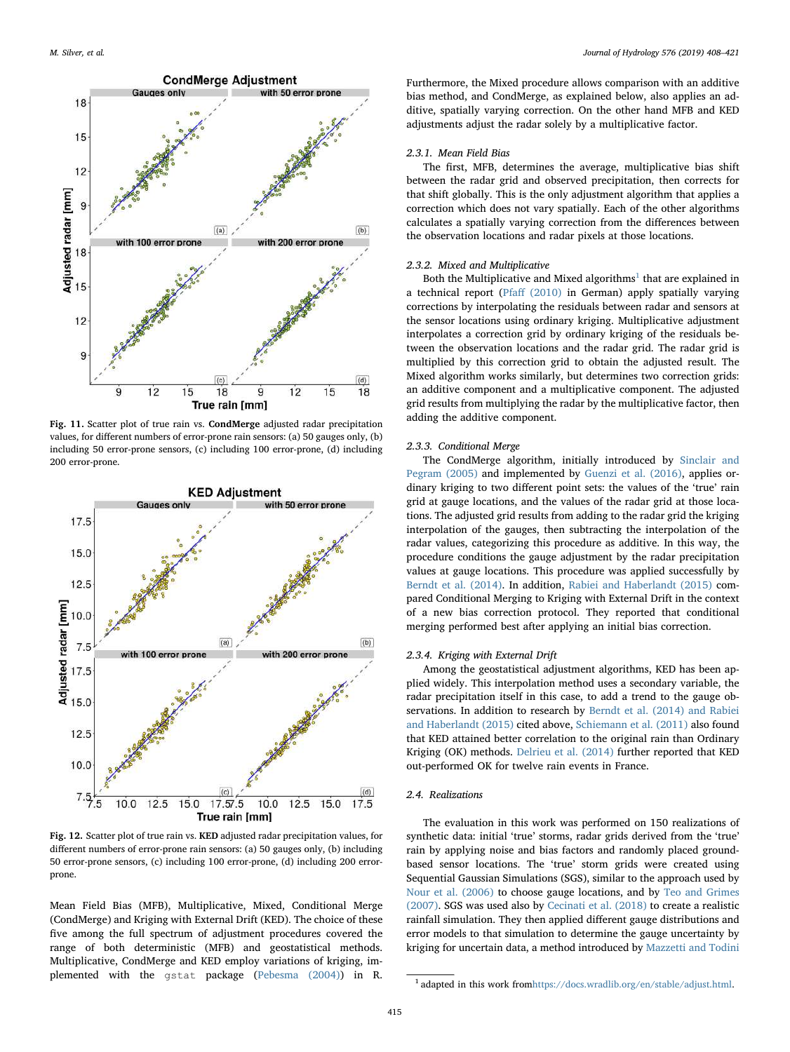Fig. 11. Scatter plot of true rain vs. **CondMerge** adjusted radar precipitation values, for different numbers of error-prone rain sensors: (a) 50 gauges only, (b) including 50 error-prone sensors, (c) including 100 error-prone, (d) including 200 error-prone.

Fig. 12. Scatter plot of true rain vs. **KED** adjusted radar precipitation values, for different numbers of error-prone rain sensors: (a) 50 gauges only, (b) including 50 error-prone sensors, (c) including 100 error-prone, (d) including 200 error-prone.

Mean Field Bias (MFB), Multiplicative, Mixed, Conditional Merge (CondMerge) and Kriging with External Drift (KED). The choice of these five among the full spectrum of adjustment procedures covered the range of both deterministic (MFB) and geostatistical methods. Multiplicative, CondMerge and KED employ variations of kriging, implemented with the `gstat` package (Pebesma (2004)) in R. Furthermore, the Mixed procedure allows comparison with an additive bias method, and CondMerge, as explained below, also applies an additive, spatially varying correction. On the other hand MFB and KED adjustments adjust the radar solely by a multiplicative factor.

### 2.3.1. Mean Field Bias

The first, MFB, determines the average, multiplicative bias shift between the radar grid and observed precipitation, then corrects for that shift globally. This is the only adjustment algorithm that applies a correction which does not vary spatially. Each of the other algorithms calculates a spatially varying correction from the differences between the observation locations and radar pixels at those locations.

### 2.3.2. Mixed and Multiplicative

Both the Multiplicative and Mixed algorithms[1] that are explained in a technical report (Pfaff (2010) in German) apply spatially varying corrections by interpolating the residuals between radar and sensors at the sensor locations using ordinary kriging. Multiplicative adjustment interpolates a correction grid by ordinary kriging of the residuals between the observation locations and the radar grid. The radar grid is multiplied by this correction grid to obtain the adjusted result. The Mixed algorithm works similarly, but determines two correction grids: an additive component and a multiplicative component. The adjusted grid results from multiplying the radar by the multiplicative factor, then adding the additive component.

### 2.3.3. Conditional Merge

The CondMerge algorithm, initially introduced by Sinclair and Pegram (2005) and implemented by Guenzi et al. (2016), applies ordinary kriging to two different point sets: the values of the 'true' rain grid at gauge locations, and the values of the radar grid at those locations. The adjusted grid results from adding to the radar grid the kriging interpolation of the gauges, then subtracting the interpolation of the radar values, categorizing this procedure as additive. In this way, the procedure conditions the gauge adjustment by the radar precipitation values at gauge locations. This procedure was applied successfully by Berndt et al. (2014). In addition, Rabiei and Haberlandt (2015) compared Conditional Merging to Kriging with External Drift in the context of a new bias correction protocol. They reported that conditional merging performed best after applying an initial bias correction.

### 2.3.4. Kriging with External Drift

Among the geostatistical adjustment algorithms, KED has been applied widely. This interpolation method uses a secondary variable, the radar precipitation itself in this case, to add a trend to the gauge observations. In addition to research by Berndt et al. (2014) and Rabiei and Haberlandt (2015) cited above, Schiemann et al. (2011) also found that KED attained better correlation to the original rain than Ordinary Kriging (OK) methods. Delrieu et al. (2014) further reported that KED out-performed OK for twelve rain events in France.

## 2.4. Realizations

The evaluation in this work was performed on 150 realizations of synthetic data: initial 'true' storms, radar grids derived from the 'true' rain by applying noise and bias factors and randomly placed ground-based sensor locations. The 'true' storm grids were created using Sequential Gaussian Simulations (SGS), similar to the approach used by Nour et al. (2006) to choose gauge locations, and by Teo and Grimes (2007). SGS was used also by Cecinati et al. (2018) to create a realistic rainfall simulation. They then applied different gauge distributions and error models to that simulation to determine the gauge uncertainty by kriging for uncertain data, a method introduced by Mazzetti and Todini

[1] adapted in this work from https://docs.wradlib.org/en/stable/adjust.html.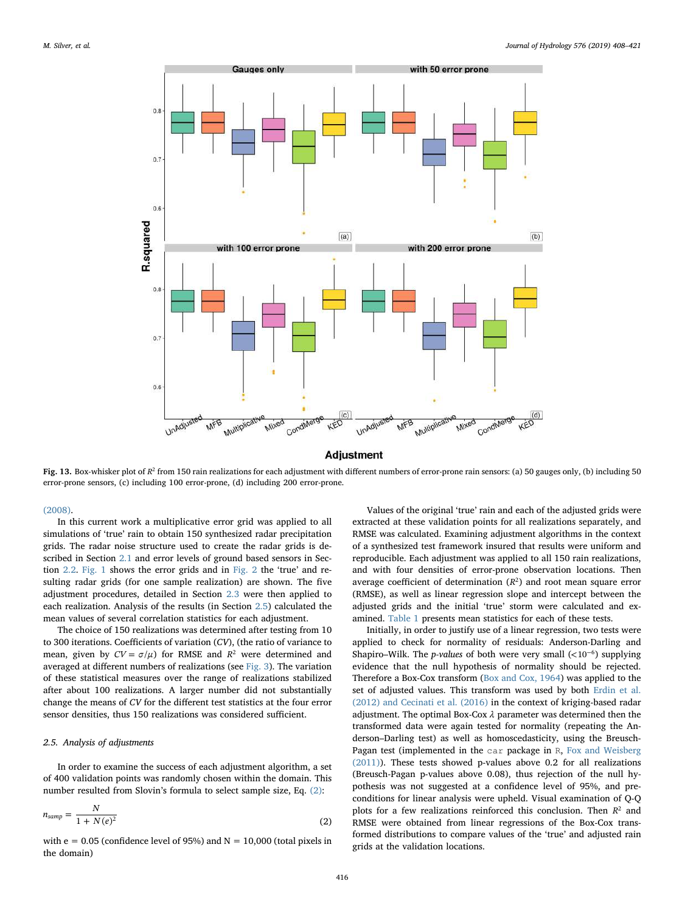Fig. 13. Box-whisker plot of $R^2$ from 150 rain realizations for each adjustment with different numbers of error-prone rain sensors: (a) 50 gauges only, (b) including 50 error-prone sensors, (c) including 100 error-prone, (d) including 200 error-prone.

(2008).

In this current work a multiplicative error grid was applied to all simulations of 'true' rain to obtain 150 synthesized radar precipitation grids. The radar noise structure used to create the radar grids is described in Section 2.1 and error levels of ground based sensors in Section 2.2. Fig. 1 shows the error grids and in Fig. 2 the 'true' and resulting radar grids (for one sample realization) are shown. The five adjustment procedures, detailed in Section 2.3 were then applied to each realization. Analysis of the results (in Section 2.5) calculated the mean values of several correlation statistics for each adjustment.

The choice of 150 realizations was determined after testing from 10 to 300 iterations. Coefficients of variation (*CV*), (the ratio of variance to mean, given by $CV = \sigma/\mu$) for RMSE and $R^2$ were determined and averaged at different numbers of realizations (see Fig. 3). The variation of these statistical measures over the range of realizations stabilized after about 100 realizations. A larger number did not substantially change the means of *CV* for the different test statistics at the four error sensor densities, thus 150 realizations was considered sufficient.

### 2.5. Analysis of adjustments

In order to examine the success of each adjustment algorithm, a set of 400 validation points was randomly chosen within the domain. This number resulted from Slovin's formula to select sample size, Eq. (2):

$$n_{samp} = \frac{N}{1 + N(e)^2} \tag{2}$$

with e = 0.05 (confidence level of 95%) and N = 10,000 (total pixels in the domain)

Values of the original 'true' rain and each of the adjusted grids were extracted at these validation points for all realizations separately, and RMSE was calculated. Examining adjustment algorithms in the context of a synthesized test framework insured that results were uniform and reproducible. Each adjustment was applied to all 150 rain realizations, and with four densities of error-prone observation locations. Then average coefficient of determination ($R^2$) and root mean square error (RMSE), as well as linear regression slope and intercept between the adjusted grids and the initial 'true' storm were calculated and examined. Table 1 presents mean statistics for each of these tests.

Initially, in order to justify use of a linear regression, two tests were applied to check for normality of residuals: Anderson-Darling and Shapiro–Wilk. The *p-values* of both were very small ($<10^{-6}$) supplying evidence that the null hypothesis of normality should be rejected. Therefore a Box-Cox transform (Box and Cox, 1964) was applied to the set of adjusted values. This transform was used by both Erdin et al. (2012) and Cecinati et al. (2016) in the context of kriging-based radar adjustment. The optimal Box-Cox $\lambda$ parameter was determined then the transformed data were again tested for normality (repeating the Anderson–Darling test) as well as homoscedasticity, using the Breusch-Pagan test (implemented in the car package in R, Fox and Weisberg (2011)). These tests showed p-values above 0.2 for all realizations (Breusch-Pagan p-values above 0.08), thus rejection of the null hypothesis was not suggested at a confidence level of 95%, and preconditions for linear analysis were upheld. Visual examination of Q-Q plots for a few realizations reinforced this conclusion. Then $R^2$ and RMSE were obtained from linear regressions of the Box-Cox transformed distributions to compare values of the 'true' and adjusted rain grids at the validation locations.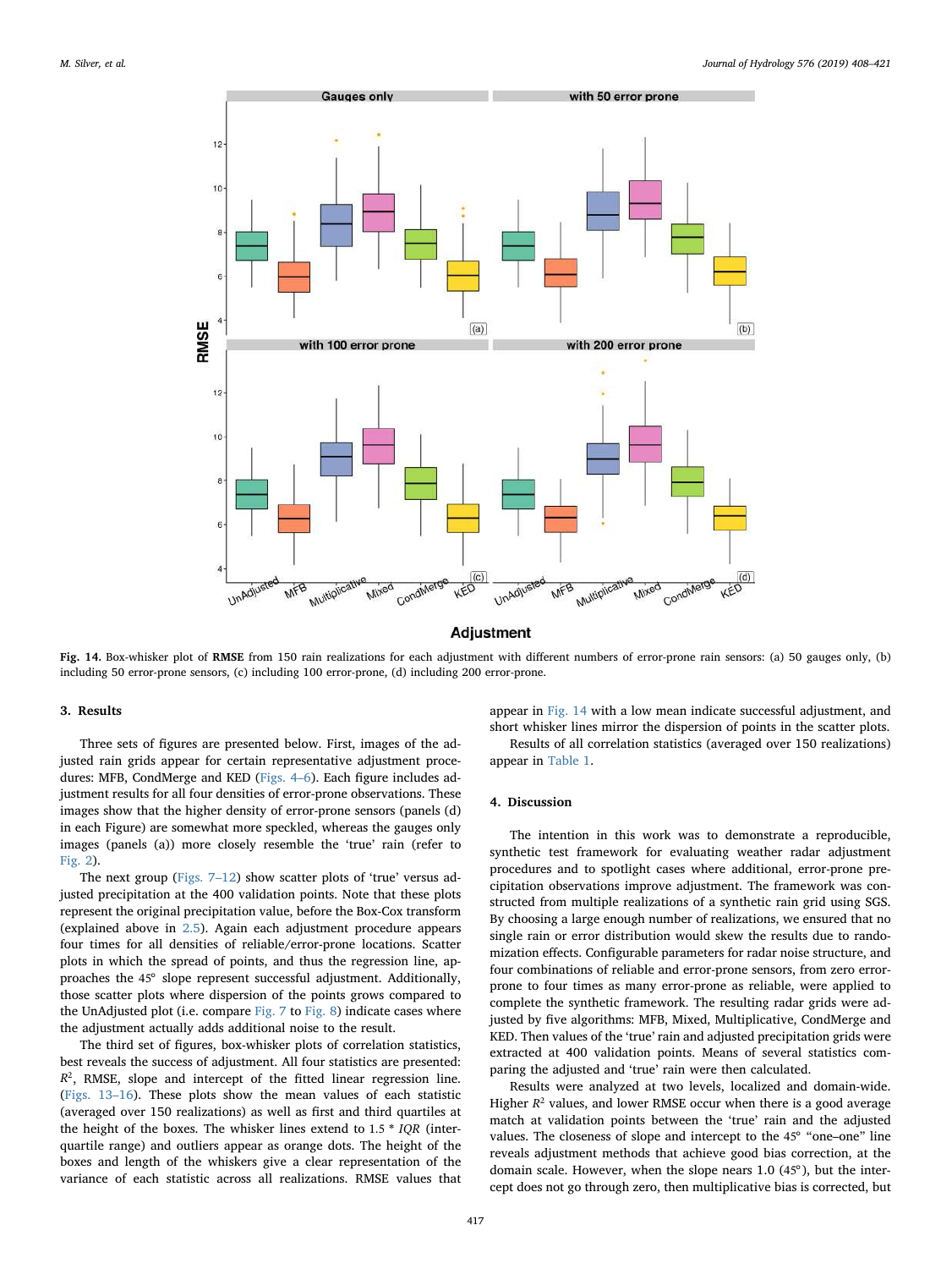**Fig. 14.** Box-whisker plot of **RMSE** from 150 rain realizations for each adjustment with different numbers of error-prone rain sensors: (a) 50 gauges only, (b) including 50 error-prone sensors, (c) including 100 error-prone, (d) including 200 error-prone.

## 3. Results

Three sets of figures are presented below. First, images of the adjusted rain grids appear for certain representative adjustment procedures: MFB, CondMerge and KED (Figs. 4–6). Each figure includes adjustment results for all four densities of error-prone observations. These images show that the higher density of error-prone sensors (panels (d) in each Figure) are somewhat more speckled, whereas the gauges only images (panels (a)) more closely resemble the 'true' rain (refer to Fig. 2).

The next group (Figs. 7–12) show scatter plots of 'true' versus adjusted precipitation at the 400 validation points. Note that these plots represent the original precipitation value, before the Box-Cox transform (explained above in 2.5). Again each adjustment procedure appears four times for all densities of reliable/error-prone locations. Scatter plots in which the spread of points, and thus the regression line, approaches the 45° slope represent successful adjustment. Additionally, those scatter plots where dispersion of the points grows compared to the UnAdjusted plot (i.e. compare Fig. 7 to Fig. 8) indicate cases where the adjustment actually adds additional noise to the result.

The third set of figures, box-whisker plots of correlation statistics, best reveals the success of adjustment. All four statistics are presented: $R^2$, RMSE, slope and intercept of the fitted linear regression line. (Figs. 13–16). These plots show the mean values of each statistic (averaged over 150 realizations) as well as first and third quartiles at the height of the boxes. The whisker lines extend to 1.5 * *IQR* (interquartile range) and outliers appear as orange dots. The height of the boxes and length of the whiskers give a clear representation of the variance of each statistic across all realizations. RMSE values that appear in Fig. 14 with a low mean indicate successful adjustment, and short whisker lines mirror the dispersion of points in the scatter plots.

Results of all correlation statistics (averaged over 150 realizations) appear in Table 1.

## 4. Discussion

The intention in this work was to demonstrate a reproducible, synthetic test framework for evaluating weather radar adjustment procedures and to spotlight cases where additional, error-prone precipitation observations improve adjustment. The framework was constructed from multiple realizations of a synthetic rain grid using SGS. By choosing a large enough number of realizations, we ensured that no single rain or error distribution would skew the results due to randomization effects. Configurable parameters for radar noise structure, and four combinations of reliable and error-prone sensors, from zero error-prone to four times as many error-prone as reliable, were applied to complete the synthetic framework. The resulting radar grids were adjusted by five algorithms: MFB, Mixed, Multiplicative, CondMerge and KED. Then values of the 'true' rain and adjusted precipitation grids were extracted at 400 validation points. Means of several statistics comparing the adjusted and 'true' rain were then calculated.

Results were analyzed at two levels, localized and domain-wide. Higher $R^2$ values, and lower RMSE occur when there is a good average match at validation points between the 'true' rain and the adjusted values. The closeness of slope and intercept to the 45° "one–one" line reveals adjustment methods that achieve good bias correction, at the domain scale. However, when the slope nears 1.0 (45°), but the intercept does not go through zero, then multiplicative bias is corrected, but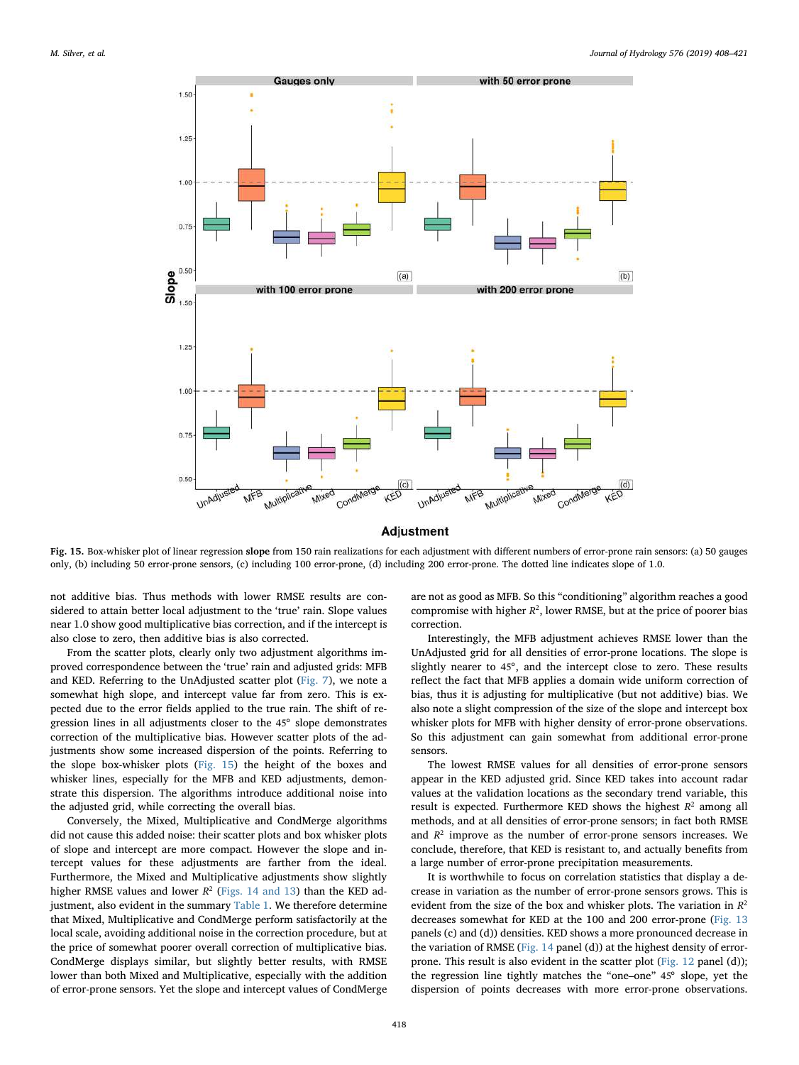**Fig. 15.** Box-whisker plot of linear regression **slope** from 150 rain realizations for each adjustment with different numbers of error-prone rain sensors: (a) 50 gauges only, (b) including 50 error-prone sensors, (c) including 100 error-prone, (d) including 200 error-prone. The dotted line indicates slope of 1.0.

not additive bias. Thus methods with lower RMSE results are considered to attain better local adjustment to the 'true' rain. Slope values near 1.0 show good multiplicative bias correction, and if the intercept is also close to zero, then additive bias is also corrected.

From the scatter plots, clearly only two adjustment algorithms improved correspondence between the 'true' rain and adjusted grids: MFB and KED. Referring to the UnAdjusted scatter plot (Fig. 7), we note a somewhat high slope, and intercept value far from zero. This is expected due to the error fields applied to the true rain. The shift of regression lines in all adjustments closer to the 45° slope demonstrates correction of the multiplicative bias. However scatter plots of the adjustments show some increased dispersion of the points. Referring to the slope box-whisker plots (Fig. 15) the height of the boxes and whisker lines, especially for the MFB and KED adjustments, demonstrate this dispersion. The algorithms introduce additional noise into the adjusted grid, while correcting the overall bias.

Conversely, the Mixed, Multiplicative and CondMerge algorithms did not cause this added noise: their scatter plots and box whisker plots of slope and intercept are more compact. However the slope and intercept values for these adjustments are farther from the ideal. Furthermore, the Mixed and Multiplicative adjustments show slightly higher RMSE values and lower $R^2$ (Figs. 14 and 13) than the KED adjustment, also evident in the summary Table 1. We therefore determine that Mixed, Multiplicative and CondMerge perform satisfactorily at the local scale, avoiding additional noise in the correction procedure, but at the price of somewhat poorer overall correction of multiplicative bias. CondMerge displays similar, but slightly better results, with RMSE lower than both Mixed and Multiplicative, especially with the addition of error-prone sensors. Yet the slope and intercept values of CondMerge are not as good as MFB. So this "conditioning" algorithm reaches a good compromise with higher $R^2$, lower RMSE, but at the price of poorer bias correction.

Interestingly, the MFB adjustment achieves RMSE lower than the UnAdjusted grid for all densities of error-prone locations. The slope is slightly nearer to 45°, and the intercept close to zero. These results reflect the fact that MFB applies a domain wide uniform correction of bias, thus it is adjusting for multiplicative (but not additive) bias. We also note a slight compression of the size of the slope and intercept box whisker plots for MFB with higher density of error-prone observations. So this adjustment can gain somewhat from additional error-prone sensors.

The lowest RMSE values for all densities of error-prone sensors appear in the KED adjusted grid. Since KED takes into account radar values at the validation locations as the secondary trend variable, this result is expected. Furthermore KED shows the highest $R^2$ among all methods, and at all densities of error-prone sensors; in fact both RMSE and $R^2$ improve as the number of error-prone sensors increases. We conclude, therefore, that KED is resistant to, and actually benefits from a large number of error-prone precipitation measurements.

It is worthwhile to focus on correlation statistics that display a decrease in variation as the number of error-prone sensors grows. This is evident from the size of the box and whisker plots. The variation in $R^2$ decreases somewhat for KED at the 100 and 200 error-prone (Fig. 13 panels (c) and (d)) densities. KED shows a more pronounced decrease in the variation of RMSE (Fig. 14 panel (d)) at the highest density of error-prone. This result is also evident in the scatter plot (Fig. 12 panel (d)); the regression line tightly matches the "one–one" 45° slope, yet the dispersion of points decreases with more error-prone observations.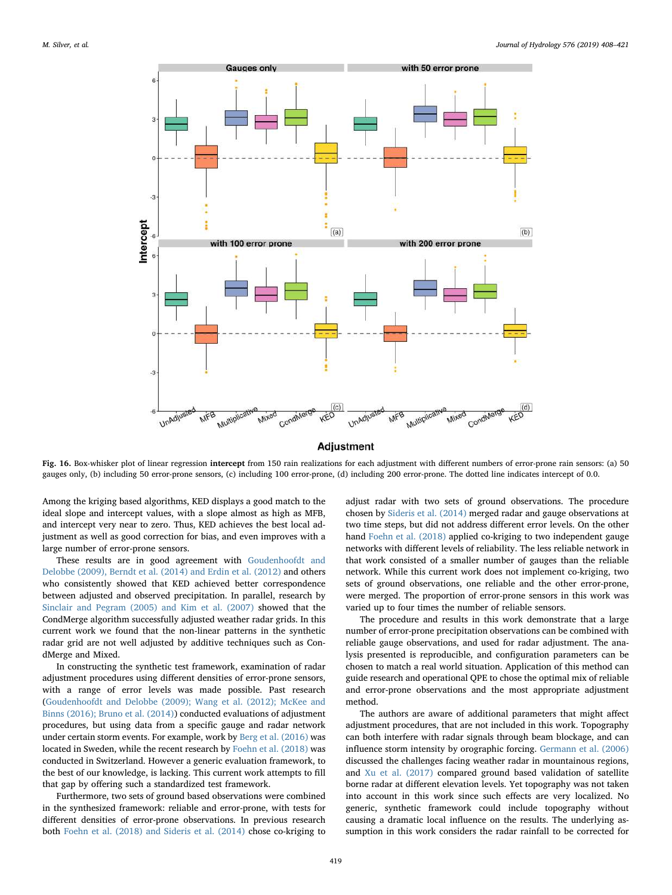**Fig. 16.** Box-whisker plot of linear regression **intercept** from 150 rain realizations for each adjustment with different numbers of error-prone rain sensors: (a) 50 gauges only, (b) including 50 error-prone sensors, (c) including 100 error-prone, (d) including 200 error-prone. The dotted line indicates intercept of 0.0.

Among the kriging based algorithms, KED displays a good match to the ideal slope and intercept values, with a slope almost as high as MFB, and intercept very near to zero. Thus, KED achieves the best local adjustment as well as good correction for bias, and even improves with a large number of error-prone sensors.

These results are in good agreement with Goudenhoofdt and Delobbe (2009), Berndt et al. (2014) and Erdin et al. (2012) and others who consistently showed that KED achieved better correspondence between adjusted and observed precipitation. In parallel, research by Sinclair and Pegram (2005) and Kim et al. (2007) showed that the CondMerge algorithm successfully adjusted weather radar grids. In this current work we found that the non-linear patterns in the synthetic radar grid are not well adjusted by additive techniques such as CondMerge and Mixed.

In constructing the synthetic test framework, examination of radar adjustment procedures using different densities of error-prone sensors, with a range of error levels was made possible. Past research (Goudenhoofdt and Delobbe (2009); Wang et al. (2012); McKee and Binns (2016); Bruno et al. (2014)) conducted evaluations of adjustment procedures, but using data from a specific gauge and radar network under certain storm events. For example, work by Berg et al. (2016) was located in Sweden, while the recent research by Foehn et al. (2018) was conducted in Switzerland. However a generic evaluation framework, to the best of our knowledge, is lacking. This current work attempts to fill that gap by offering such a standardized test framework.

Furthermore, two sets of ground based observations were combined in the synthesized framework: reliable and error-prone, with tests for different densities of error-prone observations. In previous research both Foehn et al. (2018) and Sideris et al. (2014) chose co-kriging to adjust radar with two sets of ground observations. The procedure chosen by Sideris et al. (2014) merged radar and gauge observations at two time steps, but did not address different error levels. On the other hand Foehn et al. (2018) applied co-kriging to two independent gauge networks with different levels of reliability. The less reliable network in that work consisted of a smaller number of gauges than the reliable network. While this current work does not implement co-kriging, two sets of ground observations, one reliable and the other error-prone, were merged. The proportion of error-prone sensors in this work was varied up to four times the number of reliable sensors.

The procedure and results in this work demonstrate that a large number of error-prone precipitation observations can be combined with reliable gauge observations, and used for radar adjustment. The analysis presented is reproducible, and configuration parameters can be chosen to match a real world situation. Application of this method can guide research and operational QPE to chose the optimal mix of reliable and error-prone observations and the most appropriate adjustment method.

The authors are aware of additional parameters that might affect adjustment procedures, that are not included in this work. Topography can both interfere with radar signals through beam blockage, and can influence storm intensity by orographic forcing. Germann et al. (2006) discussed the challenges facing weather radar in mountainous regions, and Xu et al. (2017) compared ground based validation of satellite borne radar at different elevation levels. Yet topography was not taken into account in this work since such effects are very localized. No generic, synthetic framework could include topography without causing a dramatic local influence on the results. The underlying assumption in this work considers the radar rainfall to be corrected for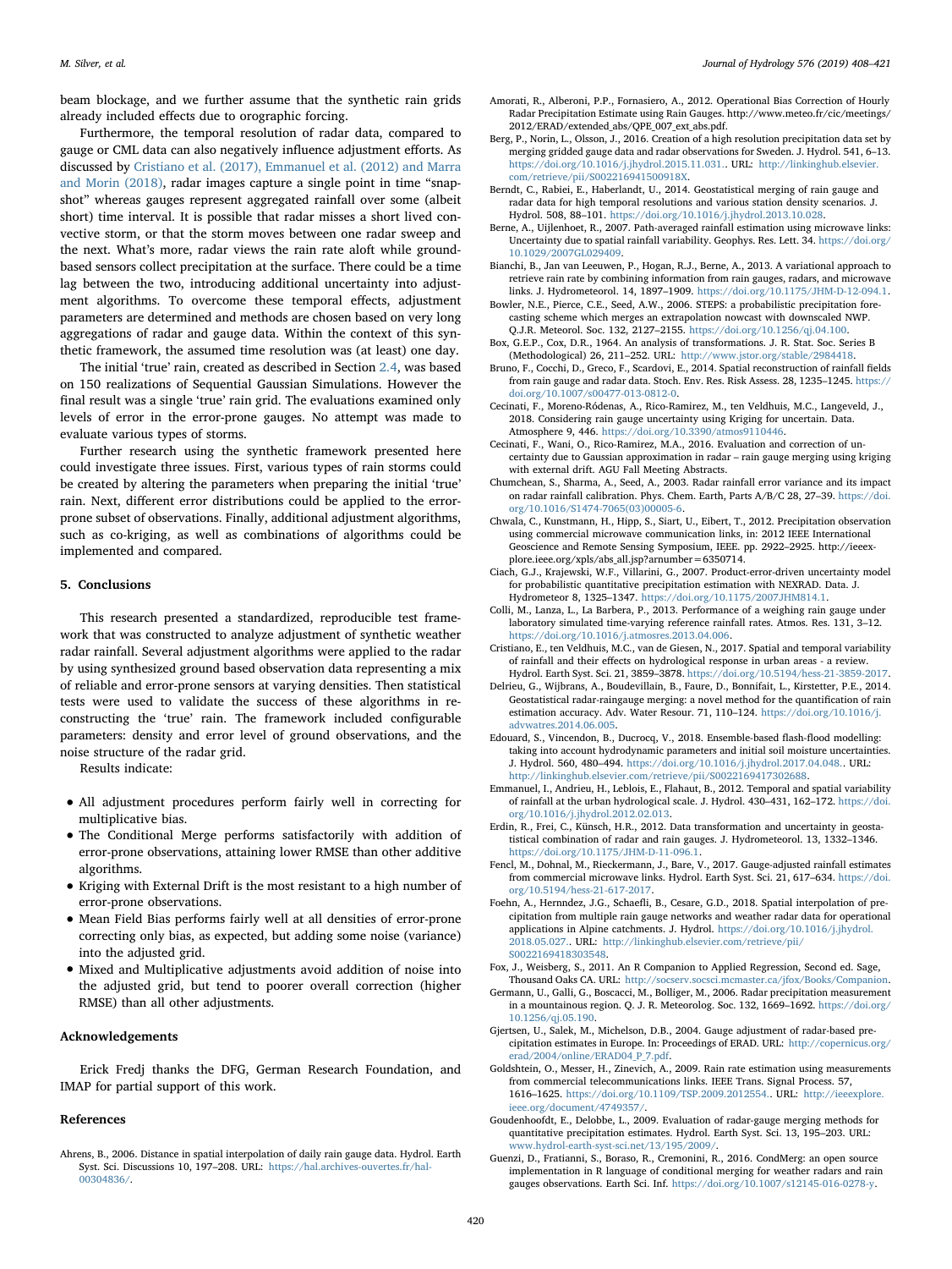beam blockage, and we further assume that the synthetic rain grids already included effects due to orographic forcing.

Furthermore, the temporal resolution of radar data, compared to gauge or CML data can also negatively influence adjustment efforts. As discussed by Cristiano et al. (2017), Emmanuel et al. (2012) and Marra and Morin (2018), radar images capture a single point in time "snapshot" whereas gauges represent aggregated rainfall over some (albeit short) time interval. It is possible that radar misses a short lived convective storm, or that the storm moves between one radar sweep and the next. What's more, radar views the rain rate aloft while ground-based sensors collect precipitation at the surface. There could be a time lag between the two, introducing additional uncertainty into adjustment algorithms. To overcome these temporal effects, adjustment parameters are determined and methods are chosen based on very long aggregations of radar and gauge data. Within the context of this synthetic framework, the assumed time resolution was (at least) one day.

The initial 'true' rain, created as described in Section 2.4, was based on 150 realizations of Sequential Gaussian Simulations. However the final result was a single 'true' rain grid. The evaluations examined only levels of error in the error-prone gauges. No attempt was made to evaluate various types of storms.

Further research using the synthetic framework presented here could investigate three issues. First, various types of rain storms could be created by altering the parameters when preparing the initial 'true' rain. Next, different error distributions could be applied to the error-prone subset of observations. Finally, additional adjustment algorithms, such as co-kriging, as well as combinations of algorithms could be implemented and compared.

## 5. Conclusions

This research presented a standardized, reproducible test framework that was constructed to analyze adjustment of synthetic weather radar rainfall. Several adjustment algorithms were applied to the radar by using synthesized ground based observation data representing a mix of reliable and error-prone sensors at varying densities. Then statistical tests were used to validate the success of these algorithms in reconstructing the 'true' rain. The framework included configurable parameters: density and error level of ground observations, and the noise structure of the radar grid.

Results indicate:

- All adjustment procedures perform fairly well in correcting for multiplicative bias.
- The Conditional Merge performs satisfactorily with addition of error-prone observations, attaining lower RMSE than other additive algorithms.
- Kriging with External Drift is the most resistant to a high number of error-prone observations.
- Mean Field Bias performs fairly well at all densities of error-prone correcting only bias, as expected, but adding some noise (variance) into the adjusted grid.
- Mixed and Multiplicative adjustments avoid addition of noise into the adjusted grid, but tend to poorer overall correction (higher RMSE) than all other adjustments.

## Acknowledgements

Erick Fredj thanks the DFG, German Research Foundation, and IMAP for partial support of this work.

## References

Ahrens, B., 2006. Distance in spatial interpolation of daily rain gauge data. Hydrol. Earth Syst. Sci. Discussions 10, 197–208. URL: https://hal.archives-ouvertes.fr/hal-00304836/.

Amorati, R., Alberoni, P.P., Fornasiero, A., 2012. Operational Bias Correction of Hourly Radar Precipitation Estimate using Rain Gauges. http://www.meteo.fr/cic/meetings/2012/ERAD/extended_abs/QPE_007_ext_abs.pdf.

Berg, P., Norin, L., Olsson, J., 2016. Creation of a high resolution precipitation data set by merging gridded gauge data and radar observations for Sweden. J. Hydrol. 541, 6–13. https://doi.org/10.1016/j.jhydrol.2015.11.031.. URL: http://linkinghub.elsevier.com/retrieve/pii/S002216941500918X.

Berndt, C., Rabiei, E., Haberlandt, U., 2014. Geostatistical merging of rain gauge and radar data for high temporal resolutions and various station density scenarios. J. Hydrol. 508, 88–101. https://doi.org/10.1016/j.jhydrol.2013.10.028.

Berne, A., Uijlenhoet, R., 2007. Path-averaged rainfall estimation using microwave links: Uncertainty due to spatial rainfall variability. Geophys. Res. Lett. 34. https://doi.org/10.1029/2007GL029409.

Bianchi, B., Jan van Leeuwen, P., Hogan, R.J., Berne, A., 2013. A variational approach to retrieve rain rate by combining information from rain gauges, radars, and microwave links. J. Hydrometeorol. 14, 1897–1909. https://doi.org/10.1175/JHM-D-12-094.1.

Bowler, N.E., Pierce, C.E., Seed, A.W., 2006. STEPS: a probabilistic precipitation forecasting scheme which merges an extrapolation nowcast with downscaled NWP. Q.J.R. Meteorol. Soc. 132, 2127–2155. https://doi.org/10.1256/qj.04.100.

Box, G.E.P., Cox, D.R., 1964. An analysis of transformations. J. R. Stat. Soc. Series B (Methodological) 26, 211–252. URL: http://www.jstor.org/stable/2984418.

Bruno, F., Cocchi, D., Greco, F., Scardovi, E., 2014. Spatial reconstruction of rainfall fields from rain gauge and radar data. Stoch. Env. Res. Risk Assess. 28, 1235–1245. https://doi.org/10.1007/s00477-013-0812-0.

Cecinati, F., Moreno-Ródenas, A., Rico-Ramirez, M., ten Veldhuis, M.C., Langeveld, J., 2018. Considering rain gauge uncertainty using Kriging for uncertain. Data. Atmosphere 9, 446. https://doi.org/10.3390/atmos9110446.

Cecinati, F., Wani, O., Rico-Ramirez, M.A., 2016. Evaluation and correction of uncertainty due to Gaussian approximation in radar – rain gauge merging using kriging with external drift. AGU Fall Meeting Abstracts.

Chumchean, S., Sharma, A., Seed, A., 2003. Radar rainfall error variance and its impact on radar rainfall calibration. Phys. Chem. Earth, Parts A/B/C 28, 27–39. https://doi.org/10.1016/S1474-7065(03)00005-6.

Chwala, C., Kunstmann, H., Hipp, S., Siart, U., Eibert, T., 2012. Precipitation observation using commercial microwave communication links, in: 2012 IEEE International Geoscience and Remote Sensing Symposium, IEEE. pp. 2922–2925. http://ieeexplore.ieee.org/xpls/abs_all.jsp?arnumber=6350714.

Ciach, G.J., Krajewski, W.F., Villarini, G., 2007. Product-error-driven uncertainty model for probabilistic quantitative precipitation estimation with NEXRAD. Data. J. Hydrometeor 8, 1325–1347. https://doi.org/10.1175/2007JHM814.1.

Colli, M., Lanza, L., La Barbera, P., 2013. Performance of a weighing rain gauge under laboratory simulated time-varying reference rainfall rates. Atmos. Res. 131, 3–12. https://doi.org/10.1016/j.atmosres.2013.04.006.

Cristiano, E., ten Veldhuis, M.C., van de Giesen, N., 2017. Spatial and temporal variability of rainfall and their effects on hydrological response in urban areas - a review. Hydrol. Earth Syst. Sci. 21, 3859–3878. https://doi.org/10.5194/hess-21-3859-2017.

Delrieu, G., Wijbrans, A., Boudevillain, B., Faure, D., Bonnifait, L., Kirstetter, P.E., 2014. Geostatistical radar-raingauge merging: a novel method for the quantification of rain estimation accuracy. Adv. Water Resour. 71, 110–124. https://doi.org/10.1016/j.advwatres.2014.06.005.

Edouard, S., Vincendon, B., Ducrocq, V., 2018. Ensemble-based flash-flood modelling: taking into account hydrodynamic parameters and initial soil moisture uncertainties. J. Hydrol. 560, 480–494. https://doi.org/10.1016/j.jhydrol.2017.04.048.. URL: http://linkinghub.elsevier.com/retrieve/pii/S0022169417302688.

Emmanuel, I., Andrieu, H., Leblois, E., Flahaut, B., 2012. Temporal and spatial variability of rainfall at the urban hydrological scale. J. Hydrol. 430–431, 162–172. https://doi.org/10.1016/j.jhydrol.2012.02.013.

Erdin, R., Frei, C., Künsch, H.R., 2012. Data transformation and uncertainty in geostatistical combination of radar and rain gauges. J. Hydrometeorol. 13, 1332–1346. https://doi.org/10.1175/JHM-D-11-096.1.

Fencl, M., Dohnal, M., Rieckermann, J., Bare, V., 2017. Gauge-adjusted rainfall estimates from commercial microwave links. Hydrol. Earth Syst. Sci. 21, 617–634. https://doi.org/10.5194/hess-21-617-2017.

Foehn, A., Hernndez, J.G., Schaefli, B., Cesare, G.D., 2018. Spatial interpolation of precipitation from multiple rain gauge networks and weather radar data for operational applications in Alpine catchments. J. Hydrol. https://doi.org/10.1016/j.jhydrol.2018.05.027.. URL: http://linkinghub.elsevier.com/retrieve/pii/S0022169418303548.

Fox, J., Weisberg, S., 2011. An R Companion to Applied Regression, Second ed. Sage, Thousand Oaks CA. URL: http://socserv.socsci.mcmaster.ca/jfox/Books/Companion.

Germann, U., Galli, G., Boscacci, M., Bolliger, M., 2006. Radar precipitation measurement in a mountainous region. Q. J. R. Meteorolog. Soc. 132, 1669–1692. https://doi.org/10.1256/qj.05.190.

Gjertsen, U., Salek, M., Michelson, D.B., 2004. Gauge adjustment of radar-based precipitation estimates in Europe. In: Proceedings of ERAD. URL: http://copernicus.org/erad/2004/online/ERAD04_P_7.pdf.

Goldshtein, O., Messer, H., Zinevich, A., 2009. Rain rate estimation using measurements from commercial telecommunications links. IEEE Trans. Signal Process. 57, 1616–1625. https://doi.org/10.1109/TSP.2009.2012554.. URL: http://ieeexplore.ieee.org/document/4749357/.

Goudenhoofdt, E., Delobbe, L., 2009. Evaluation of radar-gauge merging methods for quantitative precipitation estimates. Hydrol. Earth Syst. Sci. 13, 195–203. URL: www.hydrol-earth-syst-sci.net/13/195/2009/.

Guenzi, D., Fratianni, S., Boraso, R., Cremonini, R., 2016. CondMerg: an open source implementation in R language of conditional merging for weather radars and rain gauges observations. Earth Sci. Inf. https://doi.org/10.1007/s12145-016-0278-y.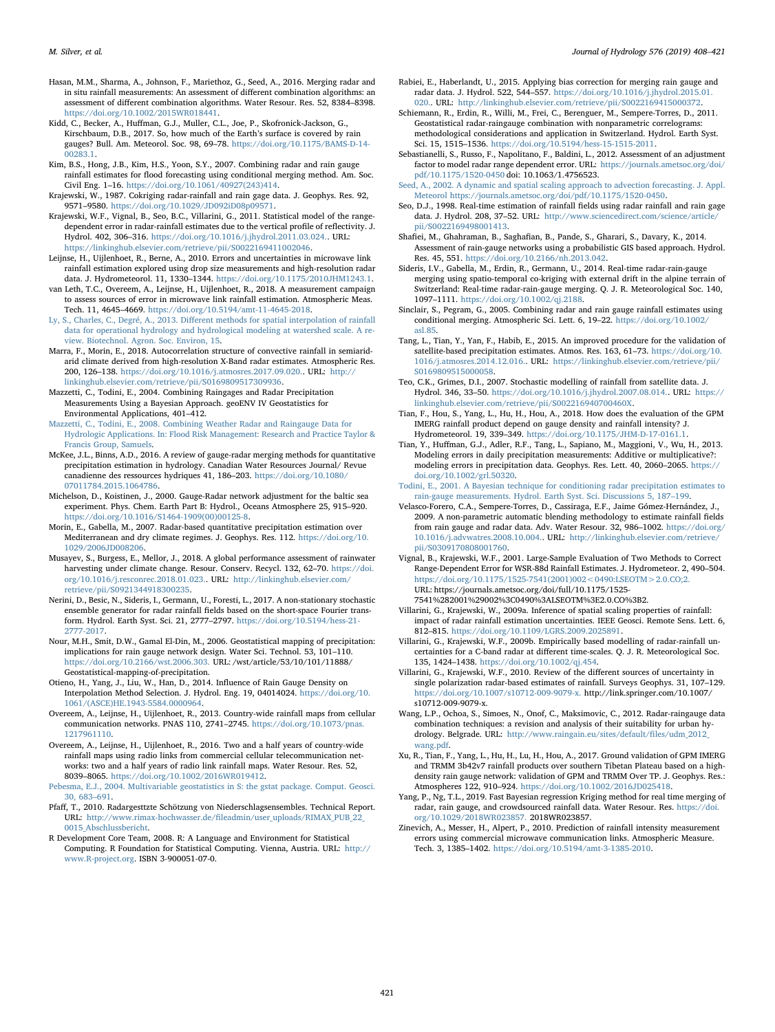Hasan, M.M., Sharma, A., Johnson, F., Mariethoz, G., Seed, A., 2016. Merging radar and in situ rainfall measurements: An assessment of different combination algorithms: an assessment of different combination algorithms. Water Resour. Res. 52, 8384–8398. https://doi.org/10.1002/2015WR018441.

Kidd, C., Becker, A., Huffman, G.J., Muller, C.L., Joe, P., Skofronick-Jackson, G., Kirschbaum, D.B., 2017. So, how much of the Earth's surface is covered by rain gauges? Bull. Am. Meteorol. Soc. 98, 69–78. https://doi.org/10.1175/BAMS-D-14-00283.1.

Kim, B.S., Hong, J.B., Kim, H.S., Yoon, S.Y., 2007. Combining radar and rain gauge rainfall estimates for flood forecasting using conditional merging method. Am. Soc. Civil Eng. 1–16. https://doi.org/10.1061/40927(243)414.

Krajewski, W., 1987. Cokriging radar-rainfall and rain gage data. J. Geophys. Res. 92, 9571–9580. https://doi.org/10.1029/JD092iD08p09571.

Krajewski, W.F., Vignal, B., Seo, B.C., Villarini, G., 2011. Statistical model of the range-dependent error in radar-rainfall estimates due to the vertical profile of reflectivity. J. Hydrol. 402, 306–316. https://doi.org/10.1016/j.jhydrol.2011.03.024.. URL: https://linkinghub.elsevier.com/retrieve/pii/S0022169411002046.

Leijnse, H., Uijlenhoet, R., Berne, A., 2010. Errors and uncertainties in microwave link rainfall estimation explored using drop size measurements and high-resolution radar data. J. Hydrometeorol. 11, 1330–1344. https://doi.org/10.1175/2010JHM1243.1.

van Leth, T.C., Overeem, A., Leijnse, H., Uijlenhoet, R., 2018. A measurement campaign to assess sources of error in microwave link rainfall estimation. Atmospheric Meas. Tech. 11, 4645–4669. https://doi.org/10.5194/amt-11-4645-2018.

Ly, S., Charles, C., Degré, A., 2013. Different methods for spatial interpolation of rainfall data for operational hydrology and hydrological modeling at watershed scale. A review. Biotechnol. Agron. Soc. Environ, 15.

Marra, F., Morin, E., 2018. Autocorrelation structure of convective rainfall in semiarid-arid climate derived from high-resolution X-Band radar estimates. Atmospheric Res. 200, 126–138. https://doi.org/10.1016/j.atmosres.2017.09.020.. URL: http://linkinghub.elsevier.com/retrieve/pii/S0169809517309936.

Mazzetti, C., Todini, E., 2004. Combining Raingages and Radar Precipitation Measurements Using a Bayesian Approach. geoENV IV Geostatistics for Environmental Applications, 401–412.

Mazzetti, C., Todini, E., 2008. Combining Weather Radar and Raingauge Data for Hydrologic Applications. In: Flood Risk Management: Research and Practice Taylor & Francis Group, Samuels.

McKee, J.L., Binns, A.D., 2016. A review of gauge-radar merging methods for quantitative precipitation estimation in hydrology. Canadian Water Resources Journal/ Revue canadienne des ressources hydriques 41, 186–203. https://doi.org/10.1080/07011784.2015.1064786.

Michelson, D., Koistinen, J., 2000. Gauge-Radar network adjustment for the baltic sea experiment. Phys. Chem. Earth Part B: Hydrol., Oceans Atmosphere 25, 915–920. https://doi.org/10.1016/S1464-1909(00)00125-8.

Morin, E., Gabella, M., 2007. Radar-based quantitative precipitation estimation over Mediterranean and dry climate regimes. J. Geophys. Res. 112. https://doi.org/10.1029/2006JD008206.

Musayev, S., Burgess, E., Mellor, J., 2018. A global performance assessment of rainwater harvesting under climate change. Resour. Conserv. Recycl. 132, 62–70. https://doi.org/10.1016/j.resconrec.2018.01.023.. URL: http://linkinghub.elsevier.com/retrieve/pii/S0921344918300235.

Nerini, D., Besic, N., Sideris, I., Germann, U., Foresti, L., 2017. A non-stationary stochastic ensemble generator for radar rainfall fields based on the short-space Fourier transform. Hydrol. Earth Syst. Sci. 21, 2777–2797. https://doi.org/10.5194/hess-21-2777-2017.

Nour, M.H., Smit, D.W., Gamal El-Din, M., 2006. Geostatistical mapping of precipitation: implications for rain gauge network design. Water Sci. Technol. 53, 101–110. https://doi.org/10.2166/wst.2006.303. URL: /wst/article/53/10/101/11888/Geostatistical-mapping-of-precipitation.

Otieno, H., Yang, J., Liu, W., Han, D., 2014. Influence of Rain Gauge Density on Interpolation Method Selection. J. Hydrol. Eng. 19, 04014024. https://doi.org/10.1061/(ASCE)HE.1943-5584.0000964.

Overeem, A., Leijnse, H., Uijlenhoet, R., 2013. Country-wide rainfall maps from cellular communication networks. PNAS 110, 2741–2745. https://doi.org/10.1073/pnas.1217961110.

Overeem, A., Leijnse, H., Uijlenhoet, R., 2016. Two and a half years of country-wide rainfall maps using radio links from commercial cellular telecommunication networks: two and a half years of radio link rainfall maps. Water Resour. Res. 52, 8039–8065. https://doi.org/10.1002/2016WR019412.

Pebesma, E.J., 2004. Multivariable geostatistics in S: the gstat package. Comput. Geosci. 30, 683–691.

Pfaff, T., 2010. Radargestützte Schötzung von Niederschlagsensembles. Technical Report. URL: http://www.rimax-hochwasser.de/fileadmin/user_uploads/RIMAX_PUB_22_0015_Abschlussbericht.

R Development Core Team, 2008. R: A Language and Environment for Statistical Computing. R Foundation for Statistical Computing. Vienna, Austria. URL: http://www.R-project.org. ISBN 3-900051-07-0.

Rabiei, E., Haberlandt, U., 2015. Applying bias correction for merging rain gauge and radar data. J. Hydrol. 522, 544–557. https://doi.org/10.1016/j.jhydrol.2015.01.020.. URL: http://linkinghub.elsevier.com/retrieve/pii/S0022169415000372.

Schiemann, R., Erdin, R., Willi, M., Frei, C., Berenguer, M., Sempere-Torres, D., 2011. Geostatistical radar-raingauge combination with nonparametric correlograms: methodological considerations and application in Switzerland. Hydrol. Earth Syst. Sci. 15, 1515–1536. https://doi.org/10.5194/hess-15-1515-2011.

Sebastianelli, S., Russo, F., Napolitano, F., Baldini, L., 2012. Assessment of an adjustment factor to model radar range dependent error. URL: https://journals.ametsoc.org/doi/pdf/10.1175/1520-0450 doi: 10.1063/1.4756523.

Seed, A., 2002. A dynamic and spatial scaling approach to advection forecasting. J. Appl. Meteorol https://journals.ametsoc.org/doi/pdf/10.1175/1520-0450.

Seo, D.J., 1998. Real-time estimation of rainfall fields using radar rainfall and rain gage data. J. Hydrol. 208, 37–52. URL: http://www.sciencedirect.com/science/article/pii/S0022169498001413.

Shafiei, M., Ghahraman, B., Saghafian, B., Pande, S., Gharari, S., Davary, K., 2014. Assessment of rain-gauge networks using a probabilistic GIS based approach. Hydrol. Res. 45, 551. https://doi.org/10.2166/nh.2013.042.

Sideris, I.V., Gabella, M., Erdin, R., Germann, U., 2014. Real-time radar-rain-gauge merging using spatio-temporal co-kriging with external drift in the alpine terrain of Switzerland: Real-time radar-raingauge merging. Q. J. R. Meteorological Soc. 140, 1097–1111. https://doi.org/10.1002/qj.2188.

Sinclair, S., Pegram, G., 2005. Combining radar and rain gauge rainfall estimates using conditional merging. Atmospheric Sci. Lett. 6, 19–22. https://doi.org/10.1002/asl.85.

Tang, L., Tian, Y., Yan, F., Habib, E., 2015. An improved procedure for the validation of satellite-based precipitation estimates. Atmos. Res. 163, 61–73. https://doi.org/10.1016/j.atmosres.2014.12.016.. URL: https://linkinghub.elsevier.com/retrieve/pii/S0169809515000058.

Teo, C.K., Grimes, D.I., 2007. Stochastic modelling of rainfall from satellite data. J. Hydrol. 346, 33–50. https://doi.org/10.1016/j.jhydrol.2007.08.014.. URL: https://linkinghub.elsevier.com/retrieve/pii/S002216940700460X.

Tian, F., Hou, S., Yang, L., Hu, H., Hou, A., 2018. How does the evaluation of the GPM IMERG rainfall product depend on gauge density and rainfall intensity? J. Hydrometeorol. 19, 339–349. https://doi.org/10.1175/JHM-D-17-0161.1.

Tian, Y., Huffman, G.J., Adler, R.F., Tang, L., Sapiano, M., Maggioni, V., Wu, H., 2013. Modeling errors in daily precipitation measurements: Additive or multiplicative?: modeling errors in precipitation data. Geophys. Res. Lett. 40, 2060–2065. https://doi.org/10.1002/grl.50320.

Todini, E., 2001. A Bayesian technique for conditioning radar precipitation estimates to rain-gauge measurements. Hydrol. Earth Syst. Sci. Discussions 5, 187–199.

Velasco-Forero, C.A., Sempere-Torres, D., Cassiraga, E.F., Jaime Gómez-Hernández, J., 2009. A non-parametric automatic blending methodology to estimate rainfall fields from rain gauge and radar data. Adv. Water Resour. 32, 986–1002. https://doi.org/10.1016/j.advwatres.2008.10.004.. URL: http://linkinghub.elsevier.com/retrieve/pii/S0309170808001760.

Vignal, B., Krajewski, W.F., 2001. Large-Sample Evaluation of Two Methods to Correct Range-Dependent Error for WSR-88d Rainfall Estimates. J. Hydrometeor. 2, 490–504. https://doi.org/10.1175/1525-7541(2001)002<0490:LSEOTM>2.0.CO;2. URL: https://journals.ametsoc.org/doi/full/10.1175/1525-7541%282001%29002%3C0490%3ALSEOTM%3E2.0.CO%3B2.

Villarini, G., Krajewski, W.F., 2009a. Inference of spatial scaling properties of rainfall: impact of radar rainfall estimation uncertainties. IEEE Geosci. Remote Sens. Lett. 6, 812–815. https://doi.org/10.1109/LGRS.2009.2025891.

Villarini, G., Krajewski, W.F., 2009b. Empirically based modelling of radar-rainfall uncertainties for a C-band radar at different time-scales. Q. J. R. Meteorological Soc. 135, 1424–1438. https://doi.org/10.1002/qj.454.

Villarini, G., Krajewski, W.F., 2010. Review of the different sources of uncertainty in single polarization radar-based estimates of rainfall. Surveys Geophys. 31, 107–129. https://doi.org/10.1007/s10712-009-9079-x. http://link.springer.com/10.1007/s10712-009-9079-x.

Wang, L.P., Ochoa, S., Simoes, N., Onof, C., Maksimovic, C., 2012. Radar-raingauge data combination techniques: a revision and analysis of their suitability for urban hydrology. Belgrade. URL: http://www.raingain.eu/sites/default/files/udm_2012_wang.pdf.

Xu, R., Tian, F., Yang, L., Hu, H., Lu, H., Hou, A., 2017. Ground validation of GPM IMERG and TRMM 3b42v7 rainfall products over southern Tibetan Plateau based on a high-density rain gauge network: validation of GPM and TRMM Over TP. J. Geophys. Res.: Atmospheres 122, 910–924. https://doi.org/10.1002/2016JD025418.

Yang, P., Ng, T.L., 2019. Fast Bayesian regression Kriging method for real time merging of radar, rain gauge, and crowdsourced rainfall data. Water Resour. Res. https://doi.org/10.1029/2018WR023857. 2018WR023857.

Zinevich, A., Messer, H., Alpert, P., 2010. Prediction of rainfall intensity measurement errors using commercial microwave communication links. Atmospheric Measure. Tech. 3, 1385–1402. https://doi.org/10.5194/amt-3-1385-2010.